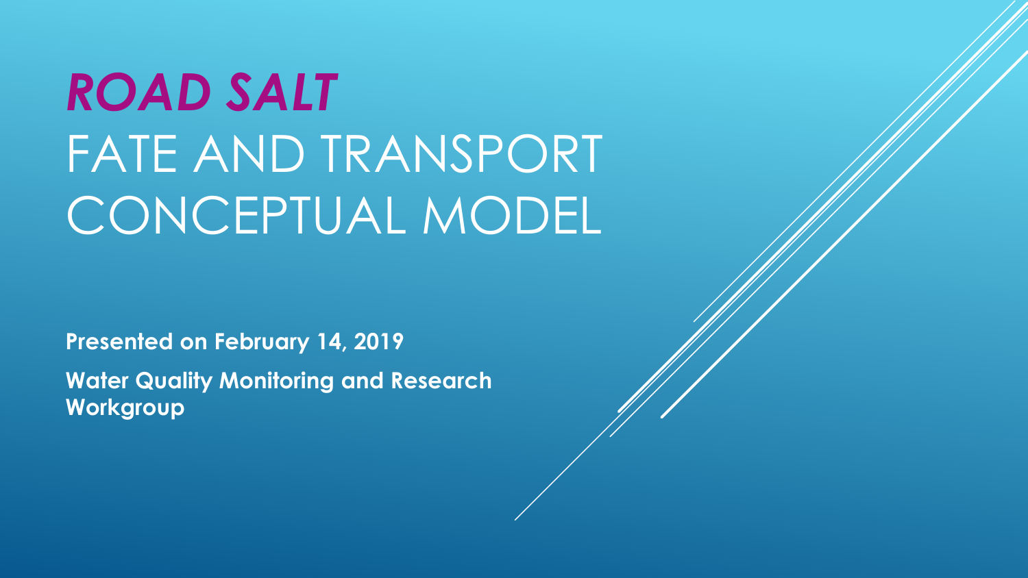# *ROAD SALT* FATE AND TRANSPORT CONCEPTUAL MODEL

**Presented on February 14, 2019**

**Water Quality Monitoring and Research Workgroup**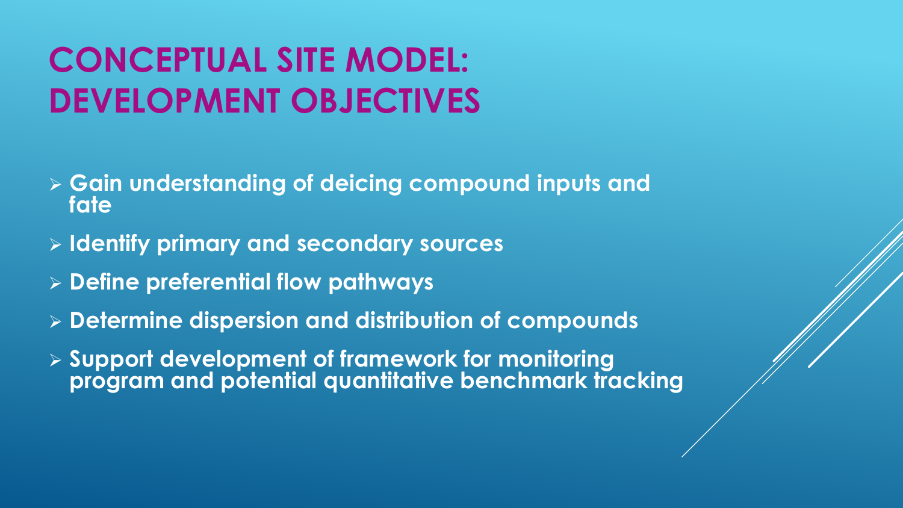# CONCEPTUAL SITE MODEL: DEVELOPMENT OBJECTIVES

- **Gain understanding of deicing compound inputs and fate**
- **Identify primary and secondary sources**
- **Define preferential flow pathways**
- **Determine dispersion and distribution of compounds**
- **Support development of framework for monitoring program and potential quantitative benchmark tracking**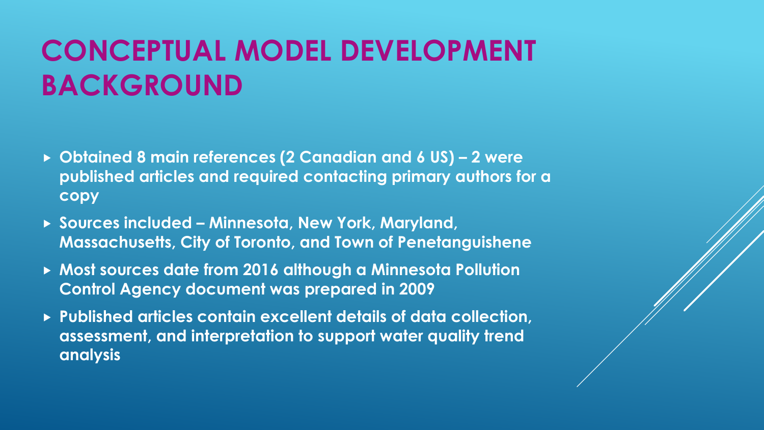# CONCEPTUAL MODEL DEVELOPMENT BACKGROUND

- **Obtained 8 main references (2 Canadian and 6 US) – 2 were published articles and required contacting primary authors for a copy**
- **Sources included – Minnesota, New York, Maryland, Massachusetts, City of Toronto, and Town of Penetanguishene**
- **Most sources date from 2016 although a Minnesota Pollution Control Agency document was prepared in 2009**
- **Published articles contain excellent details of data collection, assessment, and interpretation to support water quality trend analysis**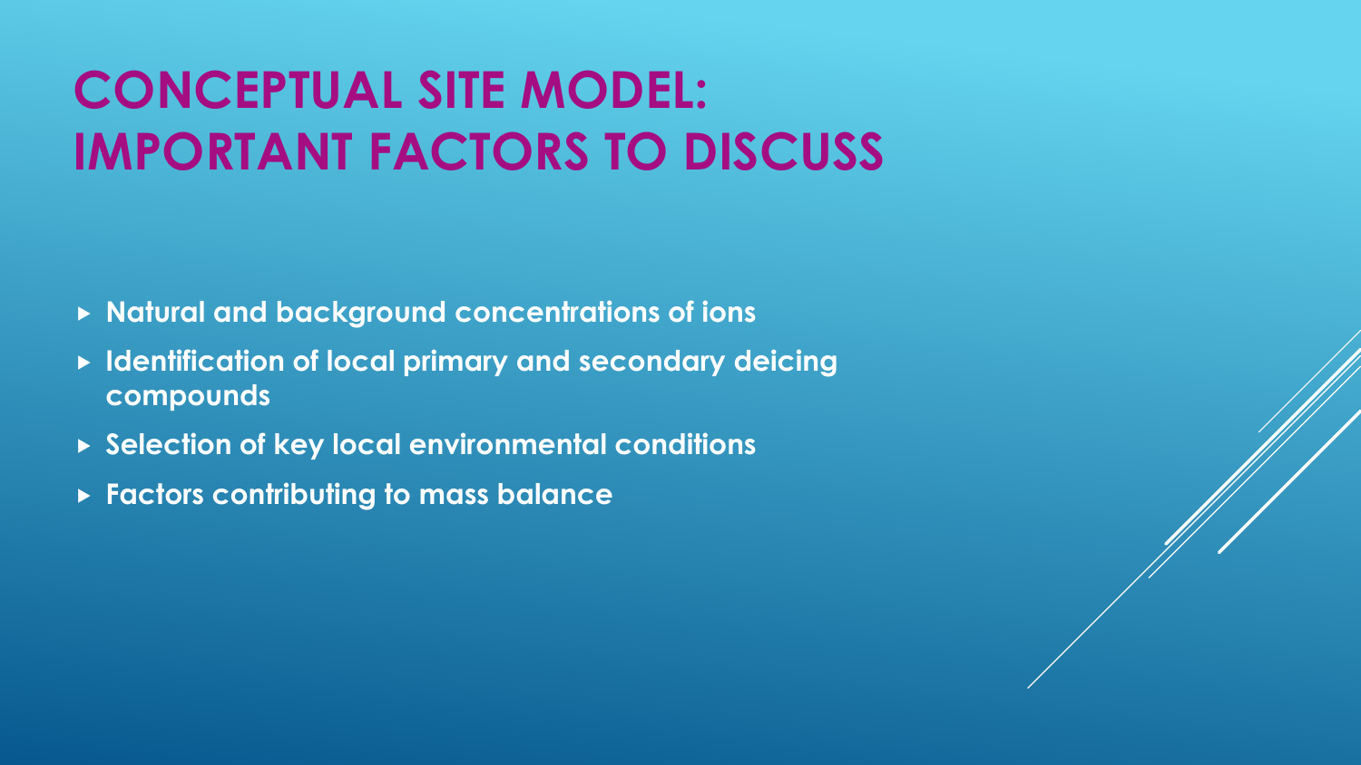# CONCEPTUAL SITE MODEL: IMPORTANT FACTORS TO DISCUSS

- **Natural and background concentrations of ions**
- **Identification of local primary and secondary deicing compounds**
- **Selection of key local environmental conditions**
- **Factors contributing to mass balance**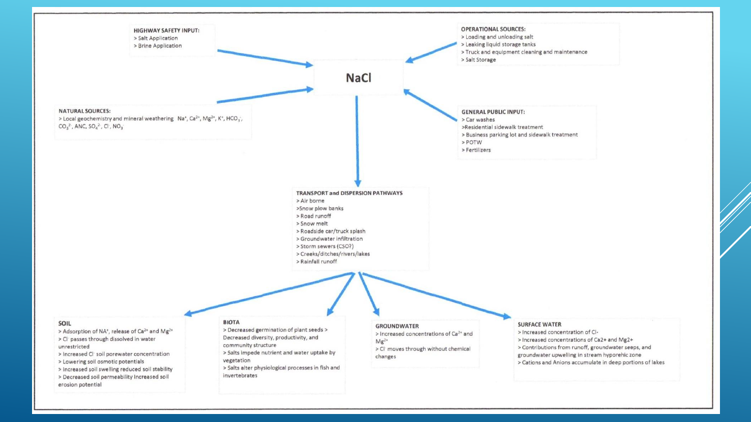**HIGHWAY SAFETY INPUT:**
- Salt Application
- Brine Application

**OPERATIONAL SOURCES:**
- Loading and unloading salt
- Leaking liquid storage tanks
- Truck and equipment cleaning and maintenance
- Salt Storage

# NaCl

**NATURAL SOURCES:**
- Local geochemistry and mineral weathering $Na^+$, $Ca^{2+}$, $Mg^{2+}$, $K^+$, $HCO_3^-$, $CO_3^{2-}$, ANC, $SO_4^{2-}$, $Cl^-$, $NO_3^-$

**GENERAL PUBLIC INPUT:**
- Car washes
- Residential sidewalk treatment
- Business parking lot and sidewalk treatment
- POTW
- Fertilizers

**TRANSPORT and DISPERSION PATHWAYS**
- Air borne
- Snow plow banks
- Road runoff
- Snow melt
- Roadside car/truck splash
- Groundwater infiltration
- Storm sewers (CSO?)
- Creeks/ditches/rivers/lakes
- Rainfall runoff

**SOIL**
- Adsorption of $NA^+$, release of $Ca^{2+}$ and $Mg^{2+}$
- $Cl^-$ passes through dissolved in water unrestricted
- Increased $Cl^-$ soil porewater concentration
- Lowering soil osmotic potentials
- Increased soil swelling reduced soil stability
- Decreased soil permeability Increased soil erosion potential

**BIOTA**
- Decreased germination of plant seeds > Decreased diversity, productivity, and community structure
- Salts impede nutrient and water uptake by vegetation
- Salts alter physiological processes in fish and invertebrates

**GROUNDWATER**
- Increased concentrations of $Ca^{2+}$ and $Mg^{2+}$
- $Cl^-$ moves through without chemical changes

**SURFACE WATER**
- Increased concentration of Cl-
- Increased concentrations of Ca2+ and Mg2+
- Contributions from runoff, groundwater seeps, and groundwater upwelling in stream hyporehic zone
- Cations and Anions accumulate in deep portions of lakes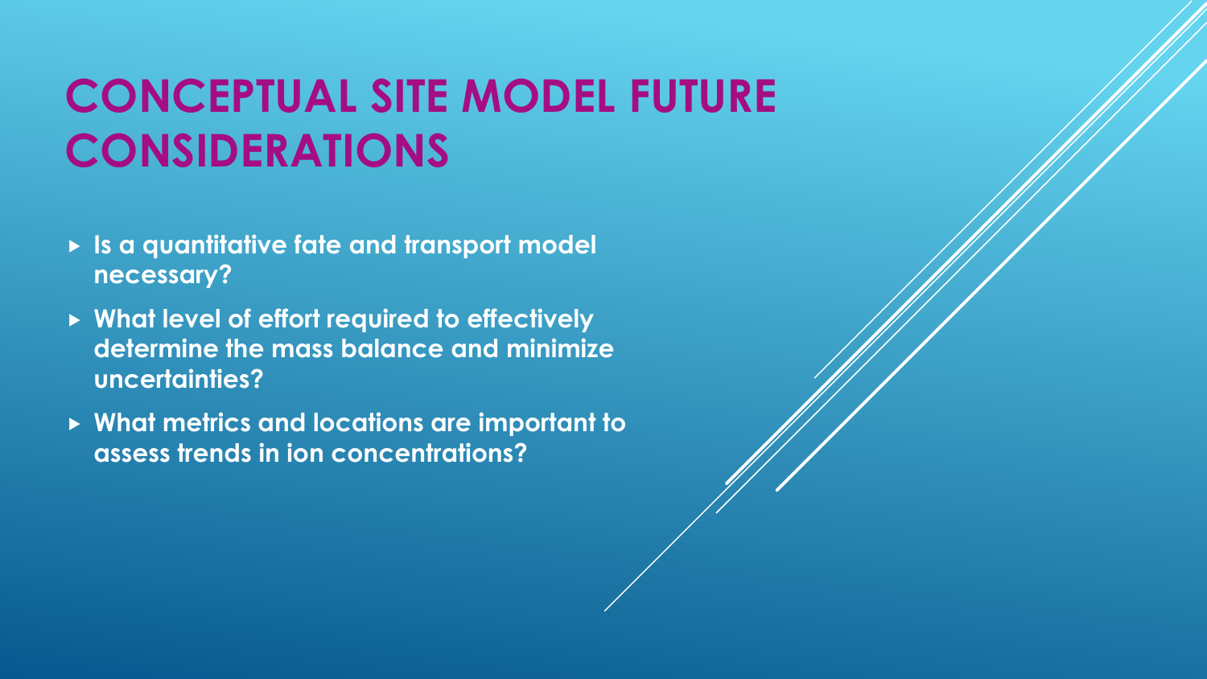# CONCEPTUAL SITE MODEL FUTURE CONSIDERATIONS

- **Is a quantitative fate and transport model necessary?**
- **What level of effort required to effectively determine the mass balance and minimize uncertainties?**
- **What metrics and locations are important to assess trends in ion concentrations?**